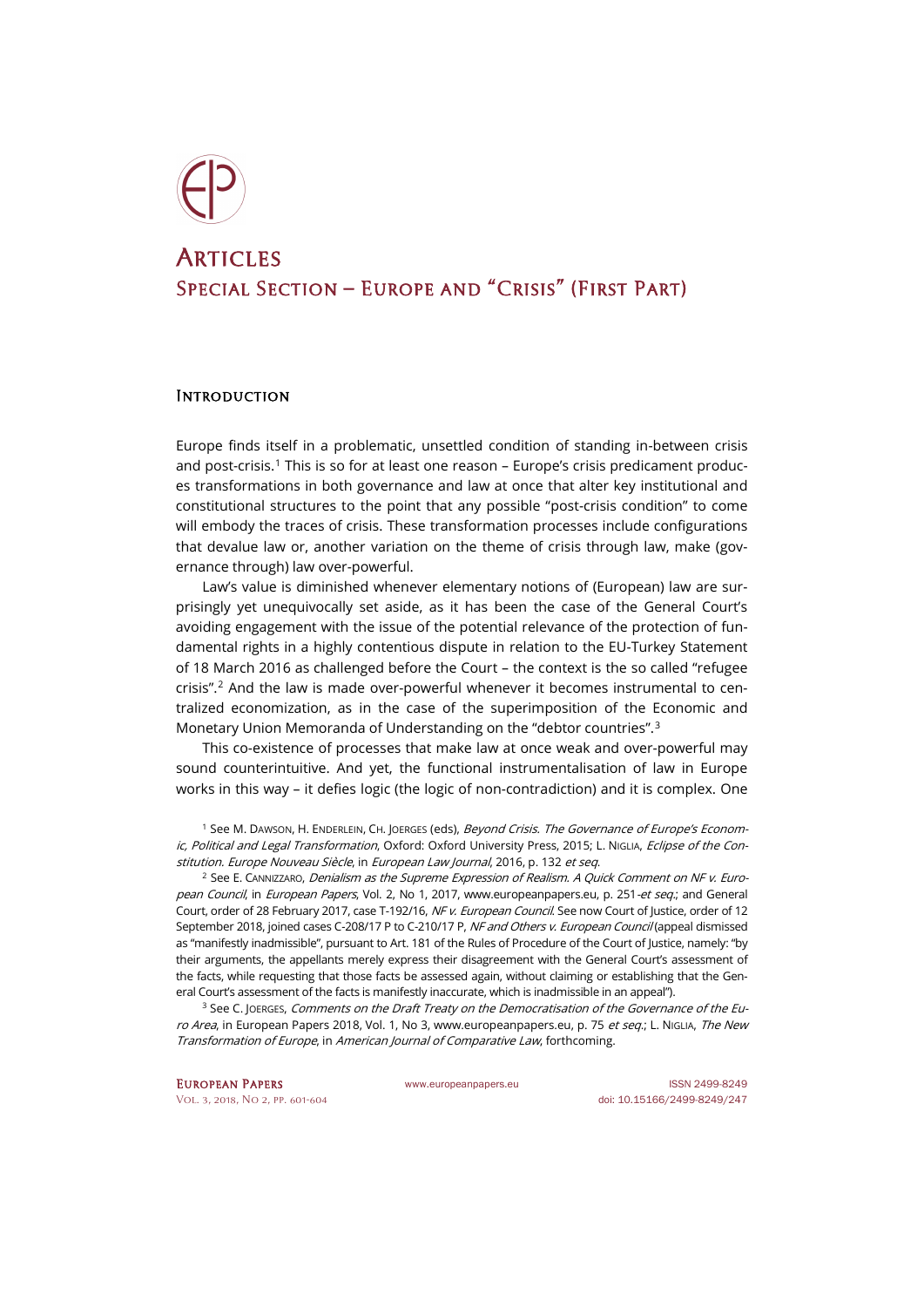# Articles
## Special Section – Europe and "Crisis" (First Part)

### Introduction

Europe finds itself in a problematic, unsettled condition of standing in-between crisis and post-crisis.[1] This is so for at least one reason – Europe's crisis predicament produces transformations in both governance and law at once that alter key institutional and constitutional structures to the point that any possible "post-crisis condition" to come will embody the traces of crisis. These transformation processes include configurations that devalue law or, another variation on the theme of crisis through law, make (governance through) law over-powerful.

Law's value is diminished whenever elementary notions of (European) law are surprisingly yet unequivocally set aside, as it has been the case of the General Court's avoiding engagement with the issue of the potential relevance of the protection of fundamental rights in a highly contentious dispute in relation to the EU-Turkey Statement of 18 March 2016 as challenged before the Court – the context is the so called "refugee crisis".[2] And the law is made over-powerful whenever it becomes instrumental to centralized economization, as in the case of the superimposition of the Economic and Monetary Union Memoranda of Understanding on the "debtor countries".[3]

This co-existence of processes that make law at once weak and over-powerful may sound counterintuitive. And yet, the functional instrumentalisation of law in Europe works in this way – it defies logic (the logic of non-contradiction) and it is complex. One

[1] See M. Dawson, H. Enderlein, Ch. Joerges (eds), *Beyond Crisis. The Governance of Europe's Economic, Political and Legal Transformation*, Oxford: Oxford University Press, 2015; L. Niglia, *Eclipse of the Constitution. Europe Nouveau Siècle*, in *European Law Journal*, 2016, p. 132 *et seq*.

[2] See E. Cannizzaro, *Denialism as the Supreme Expression of Realism. A Quick Comment on NF v. European Council*, in *European Papers*, Vol. 2, No 1, 2017, www.europeanpapers.eu, p. 251 *et seq*.; and General Court, order of 28 February 2017, case T-192/16, *NF v. European Council*. See now Court of Justice, order of 12 September 2018, joined cases C-208/17 P to C-210/17 P, *NF and Others v. European Council* (appeal dismissed as "manifestly inadmissible", pursuant to Art. 181 of the Rules of Procedure of the Court of Justice, namely: "by their arguments, the appellants merely express their disagreement with the General Court's assessment of the facts, while requesting that those facts be assessed again, without claiming or establishing that the General Court's assessment of the facts is manifestly inaccurate, which is inadmissible in an appeal").

[3] See C. Joerges, *Comments on the Draft Treaty on the Democratisation of the Governance of the Euro Area*, in European Papers 2018, Vol. 1, No 3, www.europeanpapers.eu, p. 75 *et seq*.; L. Niglia, *The New Transformation of Europe*, in *American Journal of Comparative Law*, forthcoming.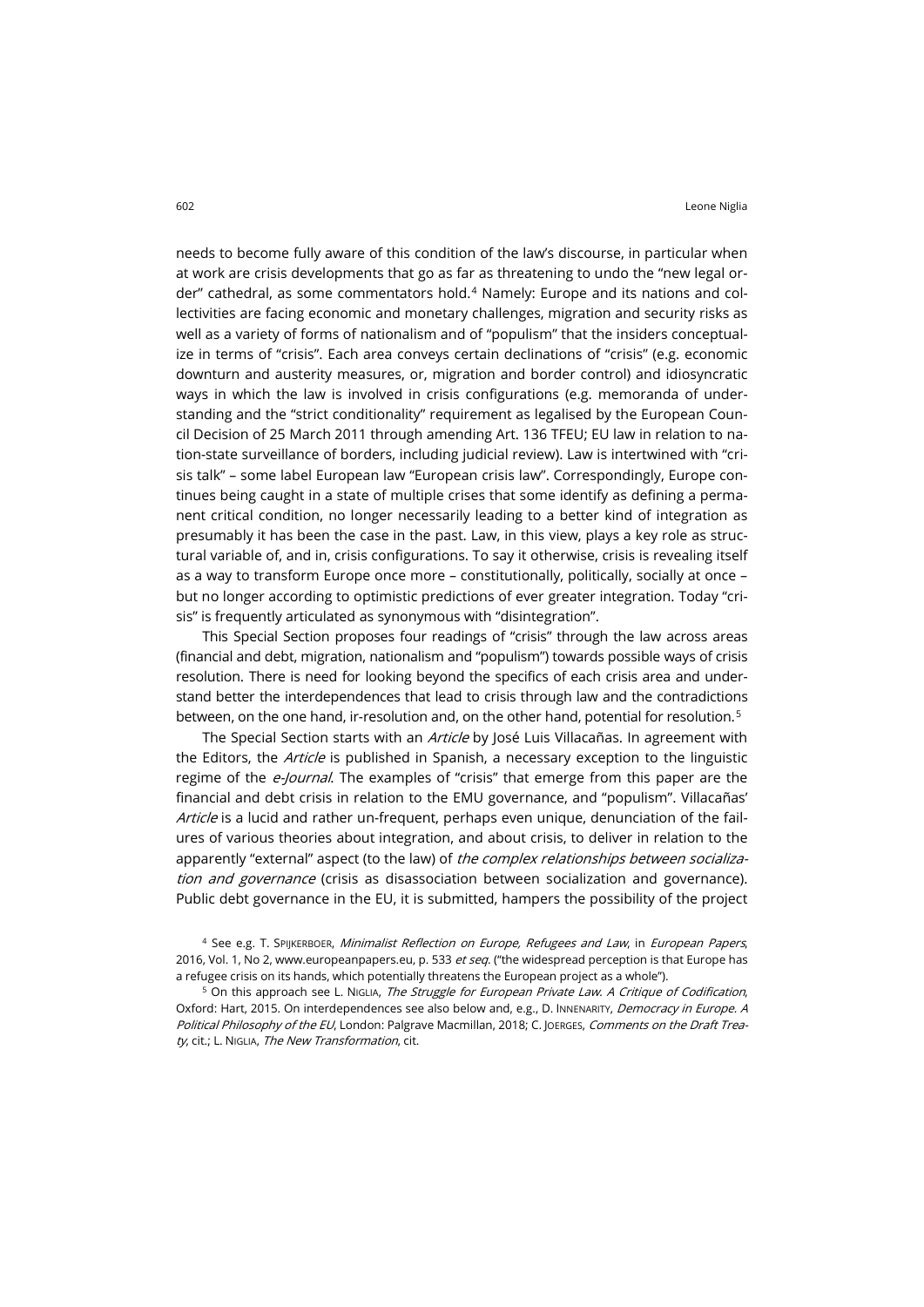needs to become fully aware of this condition of the law's discourse, in particular when at work are crisis developments that go as far as threatening to undo the "new legal order" cathedral, as some commentators hold.[4] Namely: Europe and its nations and collectivities are facing economic and monetary challenges, migration and security risks as well as a variety of forms of nationalism and of "populism" that the insiders conceptualize in terms of "crisis". Each area conveys certain declinations of "crisis" (e.g. economic downturn and austerity measures, or, migration and border control) and idiosyncratic ways in which the law is involved in crisis configurations (e.g. memoranda of understanding and the "strict conditionality" requirement as legalised by the European Council Decision of 25 March 2011 through amending Art. 136 TFEU; EU law in relation to nation-state surveillance of borders, including judicial review). Law is intertwined with "crisis talk" – some label European law "European crisis law". Correspondingly, Europe continues being caught in a state of multiple crises that some identify as defining a permanent critical condition, no longer necessarily leading to a better kind of integration as presumably it has been the case in the past. Law, in this view, plays a key role as structural variable of, and in, crisis configurations. To say it otherwise, crisis is revealing itself as a way to transform Europe once more – constitutionally, politically, socially at once – but no longer according to optimistic predictions of ever greater integration. Today "crisis" is frequently articulated as synonymous with "disintegration".

This Special Section proposes four readings of "crisis" through the law across areas (financial and debt, migration, nationalism and "populism") towards possible ways of crisis resolution. There is need for looking beyond the specifics of each crisis area and understand better the interdependences that lead to crisis through law and the contradictions between, on the one hand, ir-resolution and, on the other hand, potential for resolution.[5]

The Special Section starts with an *Article* by José Luis Villacañas. In agreement with the Editors, the *Article* is published in Spanish, a necessary exception to the linguistic regime of the *e-Journal*. The examples of "crisis" that emerge from this paper are the financial and debt crisis in relation to the EMU governance, and "populism". Villacañas' *Article* is a lucid and rather un-frequent, perhaps even unique, denunciation of the failures of various theories about integration, and about crisis, to deliver in relation to the apparently "external" aspect (to the law) of *the complex relationships between socialization and governance* (crisis as disassociation between socialization and governance). Public debt governance in the EU, it is submitted, hampers the possibility of the project

[4] See e.g. T. Spijkerboer, *Minimalist Reflection on Europe, Refugees and Law*, in *European Papers*, 2016, Vol. 1, No 2, www.europeanpapers.eu, p. 533 *et seq*. ("the widespread perception is that Europe has a refugee crisis on its hands, which potentially threatens the European project as a whole").

[5] On this approach see L. Niglia, *The Struggle for European Private Law. A Critique of Codification*, Oxford: Hart, 2015. On interdependences see also below and, e.g., D. Innerarity, *Democracy in Europe. A Political Philosophy of the EU*, London: Palgrave Macmillan, 2018; C. Joerges, *Comments on the Draft Treaty*, cit.; L. Niglia, *The New Transformation*, cit.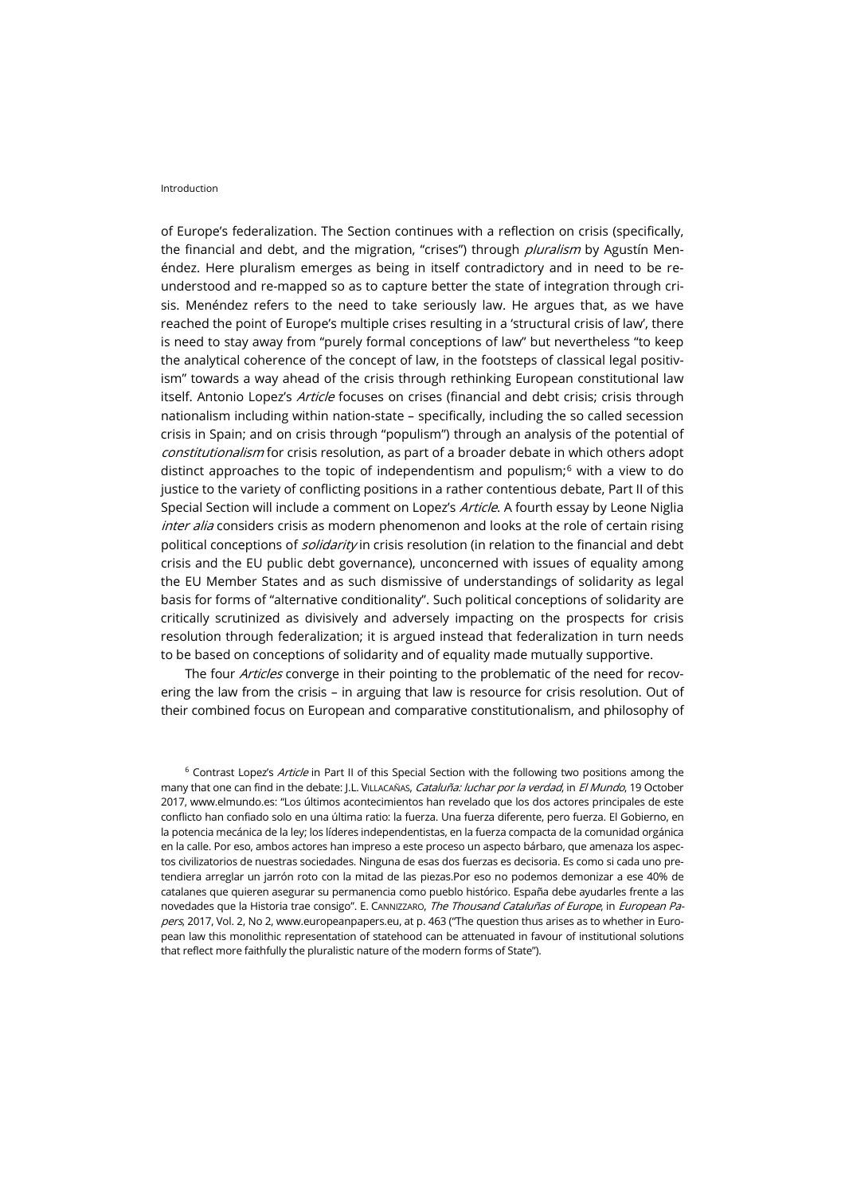of Europe's federalization. The Section continues with a reflection on crisis (specifically, the financial and debt, and the migration, "crises") through *pluralism* by Agustín Menéndez. Here pluralism emerges as being in itself contradictory and in need to be re-understood and re-mapped so as to capture better the state of integration through crisis. Menéndez refers to the need to take seriously law. He argues that, as we have reached the point of Europe's multiple crises resulting in a 'structural crisis of law', there is need to stay away from "purely formal conceptions of law" but nevertheless "to keep the analytical coherence of the concept of law, in the footsteps of classical legal positivism" towards a way ahead of the crisis through rethinking European constitutional law itself. Antonio Lopez's *Article* focuses on crises (financial and debt crisis; crisis through nationalism including within nation-state – specifically, including the so called secession crisis in Spain; and on crisis through "populism") through an analysis of the potential of *constitutionalism* for crisis resolution, as part of a broader debate in which others adopt distinct approaches to the topic of independentism and populism;[6] with a view to do justice to the variety of conflicting positions in a rather contentious debate, Part II of this Special Section will include a comment on Lopez's *Article*. A fourth essay by Leone Niglia *inter alia* considers crisis as modern phenomenon and looks at the role of certain rising political conceptions of *solidarity* in crisis resolution (in relation to the financial and debt crisis and the EU public debt governance), unconcerned with issues of equality among the EU Member States and as such dismissive of understandings of solidarity as legal basis for forms of "alternative conditionality". Such political conceptions of solidarity are critically scrutinized as divisively and adversely impacting on the prospects for crisis resolution through federalization; it is argued instead that federalization in turn needs to be based on conceptions of solidarity and of equality made mutually supportive.

The four *Articles* converge in their pointing to the problematic of the need for recovering the law from the crisis – in arguing that law is resource for crisis resolution. Out of their combined focus on European and comparative constitutionalism, and philosophy of

[6] Contrast Lopez's *Article* in Part II of this Special Section with the following two positions among the many that one can find in the debate: J.L. Villacañas, *Cataluña: luchar por la verdad*, in *El Mundo*, 19 October 2017, www.elmundo.es: "Los últimos acontecimientos han revelado que los dos actores principales de este conflicto han confiado solo en una última ratio: la fuerza. Una fuerza diferente, pero fuerza. El Gobierno, en la potencia mecánica de la ley; los líderes independentistas, en la fuerza compacta de la comunidad orgánica en la calle. Por eso, ambos actores han impreso a este proceso un aspecto bárbaro, que amenaza los aspectos civilizatorios de nuestras sociedades. Ninguna de esas dos fuerzas es decisoria. Es como si cada uno pretendiera arreglar un jarrón roto con la mitad de las piezas.Por eso no podemos demonizar a ese 40% de catalanes que quieren asegurar su permanencia como pueblo histórico. España debe ayudarles frente a las novedades que la Historia trae consigo". E. Cannizzaro, *The Thousand Cataluñas of Europe*, in *European Papers*, 2017, Vol. 2, No 2, www.europeanpapers.eu, at p. 463 ("The question thus arises as to whether in European law this monolithic representation of statehood can be attenuated in favour of institutional solutions that reflect more faithfully the pluralistic nature of the modern forms of State").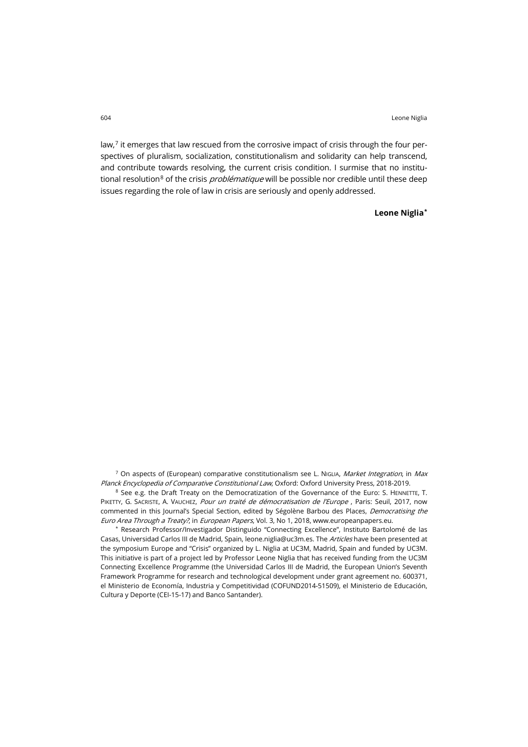law,[7] it emerges that law rescued from the corrosive impact of crisis through the four perspectives of pluralism, socialization, constitutionalism and solidarity can help transcend, and contribute towards resolving, the current crisis condition. I surmise that no institutional resolution[8] of the crisis *problématique* will be possible nor credible until these deep issues regarding the role of law in crisis are seriously and openly addressed.

**Leone Niglia***

[7] On aspects of (European) comparative constitutionalism see L. NIGLIA, *Market Integration*, in *Max Planck Encyclopedia of Comparative Constitutional Law*, Oxford: Oxford University Press, 2018-2019.

[8] See e.g. the Draft Treaty on the Democratization of the Governance of the Euro: S. HENNETTE, T. PIKETTY, G. SACRISTE, A. VAUCHEZ, *Pour un traité de démocratisation de l'Europe* , Paris: Seuil, 2017, now commented in this Journal's Special Section, edited by Ségolène Barbou des Places, *Democratising the Euro Area Through a Treaty?*, in *European Papers*, Vol. 3, No 1, 2018, www.europeanpapers.eu.

* Research Professor/Investigador Distinguido "Connecting Excellence", Instituto Bartolomé de las Casas, Universidad Carlos III de Madrid, Spain, leone.niglia@uc3m.es. The *Articles* have been presented at the symposium Europe and "Crisis" organized by L. Niglia at UC3M, Madrid, Spain and funded by UC3M. This initiative is part of a project led by Professor Leone Niglia that has received funding from the UC3M Connecting Excellence Programme (the Universidad Carlos III de Madrid, the European Union's Seventh Framework Programme for research and technological development under grant agreement no. 600371, el Ministerio de Economía, Industria y Competitividad (COFUND2014-51509), el Ministerio de Educación, Cultura y Deporte (CEI-15-17) and Banco Santander).